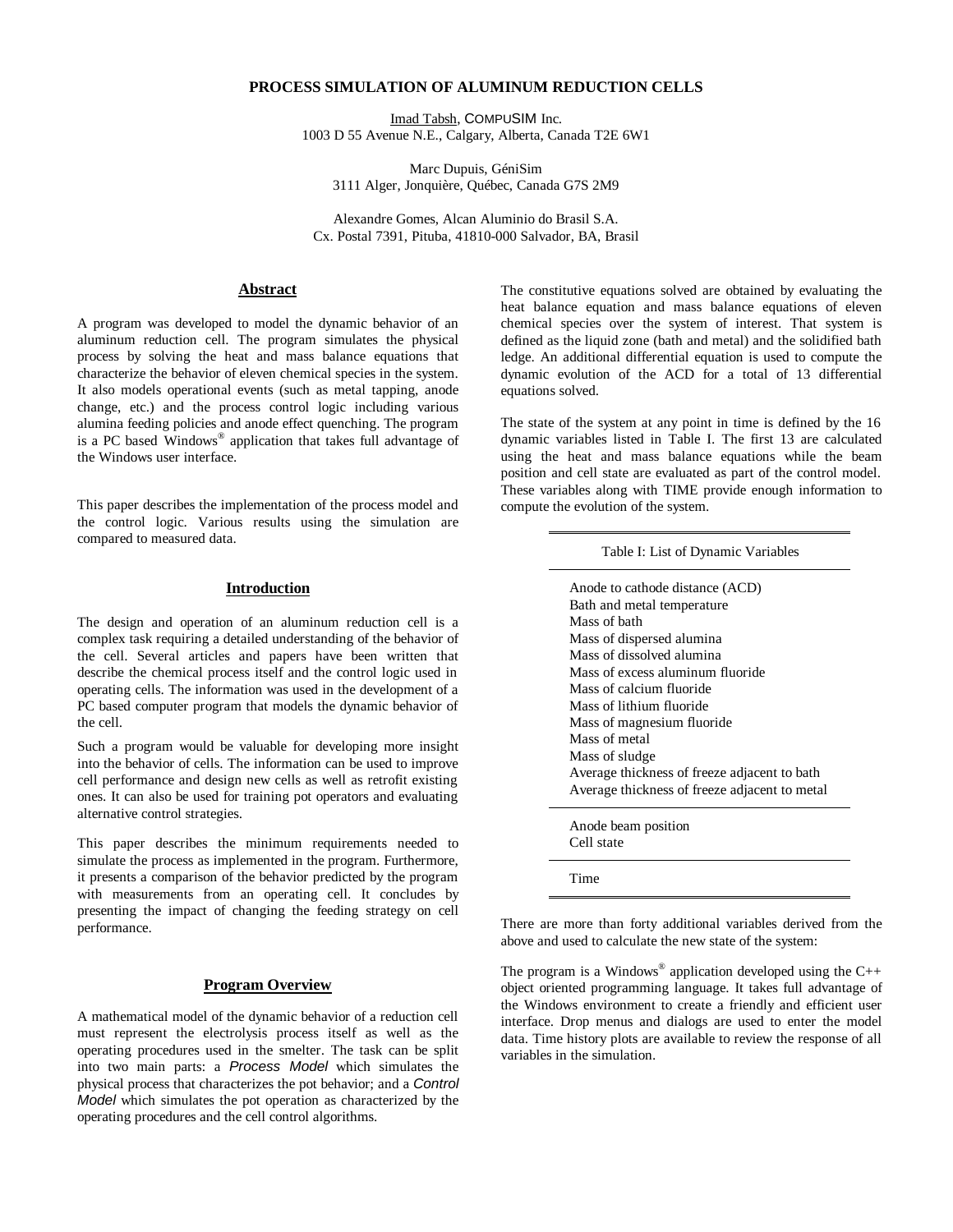# PROCESS SIMULATION OF ALUMINUM REDUCTION CELLS

Imad Tabsh, COMPUSIM Inc.
1003 D 55 Avenue N.E., Calgary, Alberta, Canada T2E 6W1

Marc Dupuis, GéniSim
3111 Alger, Jonquière, Québec, Canada G7S 2M9

Alexandre Gomes, Alcan Aluminio do Brasil S.A.
Cx. Postal 7391, Pituba, 41810-000 Salvador, BA, Brasil

## Abstract

A program was developed to model the dynamic behavior of an aluminum reduction cell. The program simulates the physical process by solving the heat and mass balance equations that characterize the behavior of eleven chemical species in the system. It also models operational events (such as metal tapping, anode change, etc.) and the process control logic including various alumina feeding policies and anode effect quenching. The program is a PC based Windows® application that takes full advantage of the Windows user interface.

This paper describes the implementation of the process model and the control logic. Various results using the simulation are compared to measured data.

## Introduction

The design and operation of an aluminum reduction cell is a complex task requiring a detailed understanding of the behavior of the cell. Several articles and papers have been written that describe the chemical process itself and the control logic used in operating cells. The information was used in the development of a PC based computer program that models the dynamic behavior of the cell.

Such a program would be valuable for developing more insight into the behavior of cells. The information can be used to improve cell performance and design new cells as well as retrofit existing ones. It can also be used for training pot operators and evaluating alternative control strategies.

This paper describes the minimum requirements needed to simulate the process as implemented in the program. Furthermore, it presents a comparison of the behavior predicted by the program with measurements from an operating cell. It concludes by presenting the impact of changing the feeding strategy on cell performance.

## Program Overview

A mathematical model of the dynamic behavior of a reduction cell must represent the electrolysis process itself as well as the operating procedures used in the smelter. The task can be split into two main parts: a *Process Model* which simulates the physical process that characterizes the pot behavior; and a *Control Model* which simulates the pot operation as characterized by the operating procedures and the cell control algorithms.

The constitutive equations solved are obtained by evaluating the heat balance equation and mass balance equations of eleven chemical species over the system of interest. That system is defined as the liquid zone (bath and metal) and the solidified bath ledge. An additional differential equation is used to compute the dynamic evolution of the ACD for a total of 13 differential equations solved.

The state of the system at any point in time is defined by the 16 dynamic variables listed in Table I. The first 13 are calculated using the heat and mass balance equations while the beam position and cell state are evaluated as part of the control model. These variables along with TIME provide enough information to compute the evolution of the system.

| Table I: List of Dynamic Variables |
|---|
| Anode to cathode distance (ACD) |
| Bath and metal temperature |
| Mass of bath |
| Mass of dispersed alumina |
| Mass of dissolved alumina |
| Mass of excess aluminum fluoride |
| Mass of calcium fluoride |
| Mass of lithium fluoride |
| Mass of magnesium fluoride |
| Mass of metal |
| Mass of sludge |
| Average thickness of freeze adjacent to bath |
| Average thickness of freeze adjacent to metal |
| Anode beam position |
| Cell state |
| Time |

There are more than forty additional variables derived from the above and used to calculate the new state of the system:

The program is a Windows® application developed using the C++ object oriented programming language. It takes full advantage of the Windows environment to create a friendly and efficient user interface. Drop menus and dialogs are used to enter the model data. Time history plots are available to review the response of all variables in the simulation.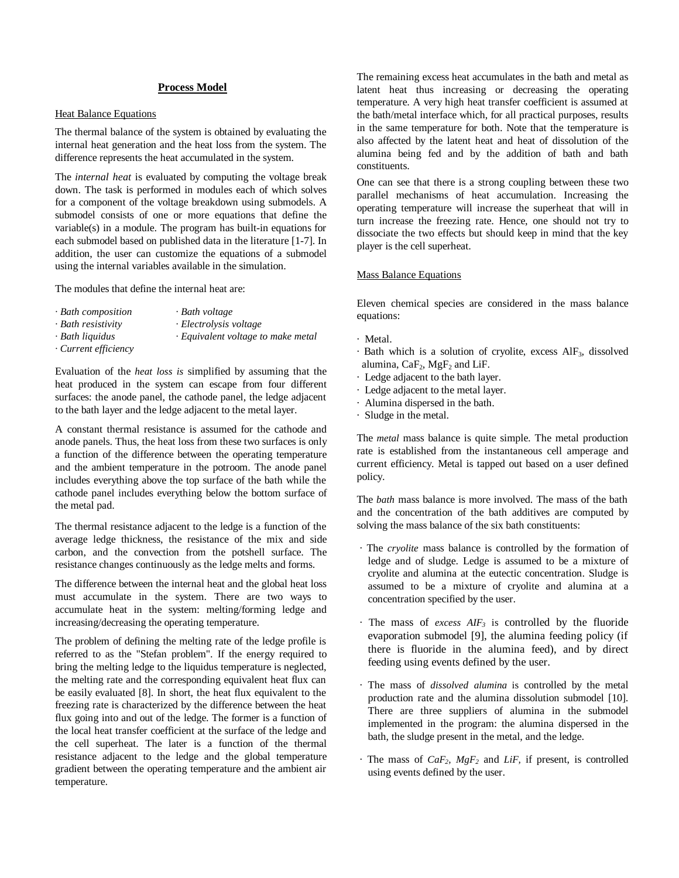## Process Model

### Heat Balance Equations

The thermal balance of the system is obtained by evaluating the internal heat generation and the heat loss from the system. The difference represents the heat accumulated in the system.

The *internal heat* is evaluated by computing the voltage break down. The task is performed in modules each of which solves for a component of the voltage breakdown using submodels. A submodel consists of one or more equations that define the variable(s) in a module. The program has built-in equations for each submodel based on published data in the literature [1-7]. In addition, the user can customize the equations of a submodel using the internal variables available in the simulation.

The modules that define the internal heat are:

- *Bath composition*
- *Bath resistivity*
- *Bath liquidus*
- *Current efficiency*
- *Bath voltage*
- *Electrolysis voltage*
- *Equivalent voltage to make metal*

Evaluation of the *heat loss is* simplified by assuming that the heat produced in the system can escape from four different surfaces: the anode panel, the cathode panel, the ledge adjacent to the bath layer and the ledge adjacent to the metal layer.

A constant thermal resistance is assumed for the cathode and anode panels. Thus, the heat loss from these two surfaces is only a function of the difference between the operating temperature and the ambient temperature in the potroom. The anode panel includes everything above the top surface of the bath while the cathode panel includes everything below the bottom surface of the metal pad.

The thermal resistance adjacent to the ledge is a function of the average ledge thickness, the resistance of the mix and side carbon, and the convection from the potshell surface. The resistance changes continuously as the ledge melts and forms.

The difference between the internal heat and the global heat loss must accumulate in the system. There are two ways to accumulate heat in the system: melting/forming ledge and increasing/decreasing the operating temperature.

The problem of defining the melting rate of the ledge profile is referred to as the "Stefan problem". If the energy required to bring the melting ledge to the liquidus temperature is neglected, the melting rate and the corresponding equivalent heat flux can be easily evaluated [8]. In short, the heat flux equivalent to the freezing rate is characterized by the difference between the heat flux going into and out of the ledge. The former is a function of the local heat transfer coefficient at the surface of the ledge and the cell superheat. The later is a function of the thermal resistance adjacent to the ledge and the global temperature gradient between the operating temperature and the ambient air temperature.

The remaining excess heat accumulates in the bath and metal as latent heat thus increasing or decreasing the operating temperature. A very high heat transfer coefficient is assumed at the bath/metal interface which, for all practical purposes, results in the same temperature for both. Note that the temperature is also affected by the latent heat and heat of dissolution of the alumina being fed and by the addition of bath and bath constituents.

One can see that there is a strong coupling between these two parallel mechanisms of heat accumulation. Increasing the operating temperature will increase the superheat that will in turn increase the freezing rate. Hence, one should not try to dissociate the two effects but should keep in mind that the key player is the cell superheat.

### Mass Balance Equations

Eleven chemical species are considered in the mass balance equations:

- Metal.
- Bath which is a solution of cryolite, excess $AlF_3$, dissolved alumina, $CaF_2$, $MgF_2$ and LiF.
- Ledge adjacent to the bath layer.
- Ledge adjacent to the metal layer.
- Alumina dispersed in the bath.
- Sludge in the metal.

The *metal* mass balance is quite simple. The metal production rate is established from the instantaneous cell amperage and current efficiency. Metal is tapped out based on a user defined policy.

The *bath* mass balance is more involved. The mass of the bath and the concentration of the bath additives are computed by solving the mass balance of the six bath constituents:

- The *cryolite* mass balance is controlled by the formation of ledge and of sludge. Ledge is assumed to be a mixture of cryolite and alumina at the eutectic concentration. Sludge is assumed to be a mixture of cryolite and alumina at a concentration specified by the user.
- The mass of *excess $AlF_3$* is controlled by the fluoride evaporation submodel [9], the alumina feeding policy (if there is fluoride in the alumina feed), and by direct feeding using events defined by the user.
- The mass of *dissolved alumina* is controlled by the metal production rate and the alumina dissolution submodel [10]. There are three suppliers of alumina in the submodel implemented in the program: the alumina dispersed in the bath, the sludge present in the metal, and the ledge.
- The mass of *$CaF_2$*, *$MgF_2$* and *LiF*, if present, is controlled using events defined by the user.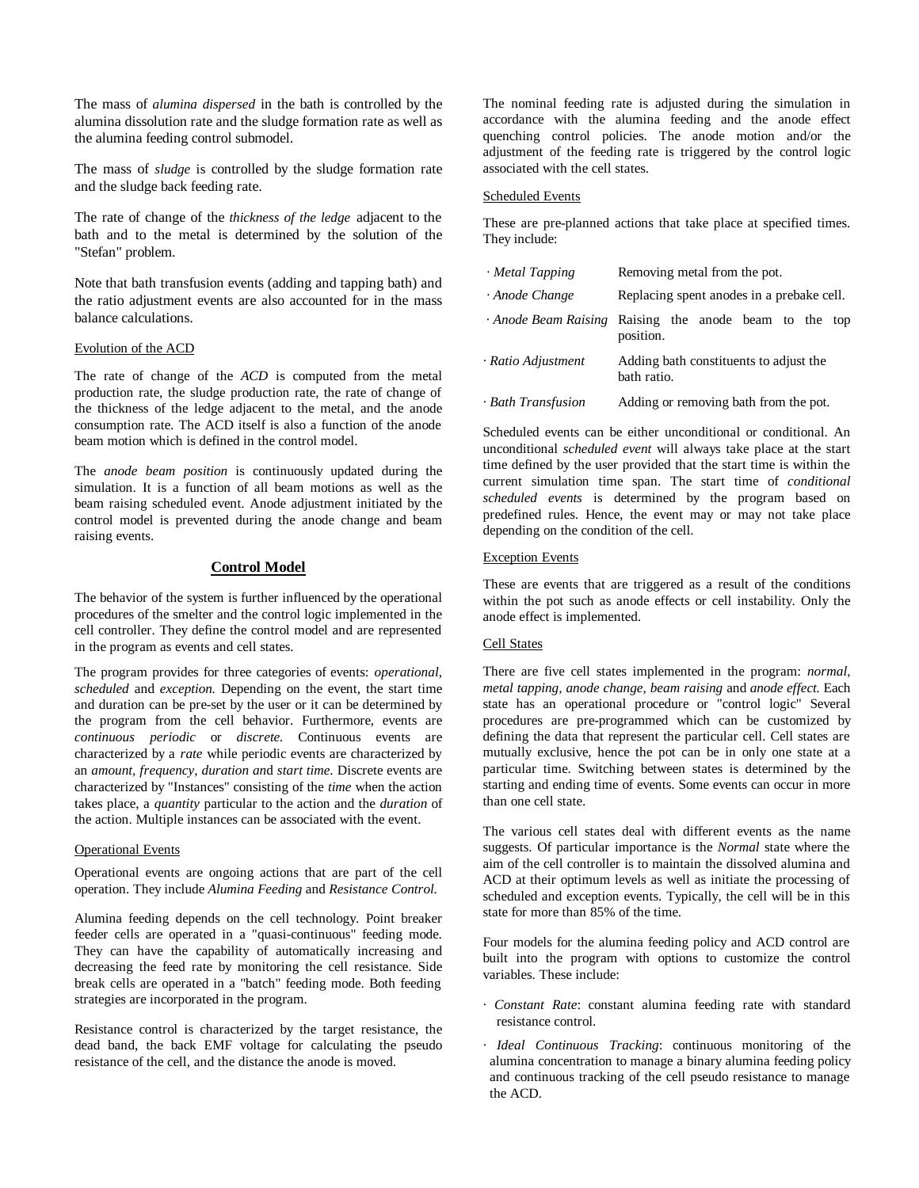The mass of *alumina dispersed* in the bath is controlled by the alumina dissolution rate and the sludge formation rate as well as the alumina feeding control submodel.

The mass of *sludge* is controlled by the sludge formation rate and the sludge back feeding rate.

The rate of change of the *thickness of the ledge* adjacent to the bath and to the metal is determined by the solution of the "Stefan" problem.

Note that bath transfusion events (adding and tapping bath) and the ratio adjustment events are also accounted for in the mass balance calculations.

Evolution of the ACD

The rate of change of the *ACD* is computed from the metal production rate, the sludge production rate, the rate of change of the thickness of the ledge adjacent to the metal, and the anode consumption rate. The ACD itself is also a function of the anode beam motion which is defined in the control model.

The *anode beam position* is continuously updated during the simulation. It is a function of all beam motions as well as the beam raising scheduled event. Anode adjustment initiated by the control model is prevented during the anode change and beam raising events.

## Control Model

The behavior of the system is further influenced by the operational procedures of the smelter and the control logic implemented in the cell controller. They define the control model and are represented in the program as events and cell states.

The program provides for three categories of events: *operational, scheduled* and *exception.* Depending on the event, the start time and duration can be pre-set by the user or it can be determined by the program from the cell behavior. Furthermore, events are *continuous periodic* or *discrete.* Continuous events are characterized by a *rate* while periodic events are characterized by an *amount, frequency, duration and start time.* Discrete events are characterized by "Instances" consisting of the *time* when the action takes place, a *quantity* particular to the action and the *duration* of the action. Multiple instances can be associated with the event.

Operational Events

Operational events are ongoing actions that are part of the cell operation. They include *Alumina Feeding* and *Resistance Control.*

Alumina feeding depends on the cell technology. Point breaker feeder cells are operated in a "quasi-continuous" feeding mode. They can have the capability of automatically increasing and decreasing the feed rate by monitoring the cell resistance. Side break cells are operated in a "batch" feeding mode. Both feeding strategies are incorporated in the program.

Resistance control is characterized by the target resistance, the dead band, the back EMF voltage for calculating the pseudo resistance of the cell, and the distance the anode is moved.

The nominal feeding rate is adjusted during the simulation in accordance with the alumina feeding and the anode effect quenching control policies. The anode motion and/or the adjustment of the feeding rate is triggered by the control logic associated with the cell states.

Scheduled Events

These are pre-planned actions that take place at specified times. They include:

| | |
|---|---|
| · *Metal Tapping* | Removing metal from the pot. |
| · *Anode Change* | Replacing spent anodes in a prebake cell. |
| · *Anode Beam Raising* | Raising the anode beam to the top position. |
| · *Ratio Adjustment* | Adding bath constituents to adjust the bath ratio. |
| · *Bath Transfusion* | Adding or removing bath from the pot. |

Scheduled events can be either unconditional or conditional. An unconditional *scheduled event* will always take place at the start time defined by the user provided that the start time is within the current simulation time span. The start time of *conditional scheduled events* is determined by the program based on predefined rules. Hence, the event may or may not take place depending on the condition of the cell.

Exception Events

These are events that are triggered as a result of the conditions within the pot such as anode effects or cell instability. Only the anode effect is implemented.

Cell States

There are five cell states implemented in the program: *normal, metal tapping, anode change, beam raising* and *anode effect.* Each state has an operational procedure or "control logic" Several procedures are pre-programmed which can be customized by defining the data that represent the particular cell. Cell states are mutually exclusive, hence the pot can be in only one state at a particular time. Switching between states is determined by the starting and ending time of events. Some events can occur in more than one cell state.

The various cell states deal with different events as the name suggests. Of particular importance is the *Normal* state where the aim of the cell controller is to maintain the dissolved alumina and ACD at their optimum levels as well as initiate the processing of scheduled and exception events. Typically, the cell will be in this state for more than 85% of the time.

Four models for the alumina feeding policy and ACD control are built into the program with options to customize the control variables. These include:

- *Constant Rate*: constant alumina feeding rate with standard resistance control.
- *Ideal Continuous Tracking*: continuous monitoring of the alumina concentration to manage a binary alumina feeding policy and continuous tracking of the cell pseudo resistance to manage the ACD.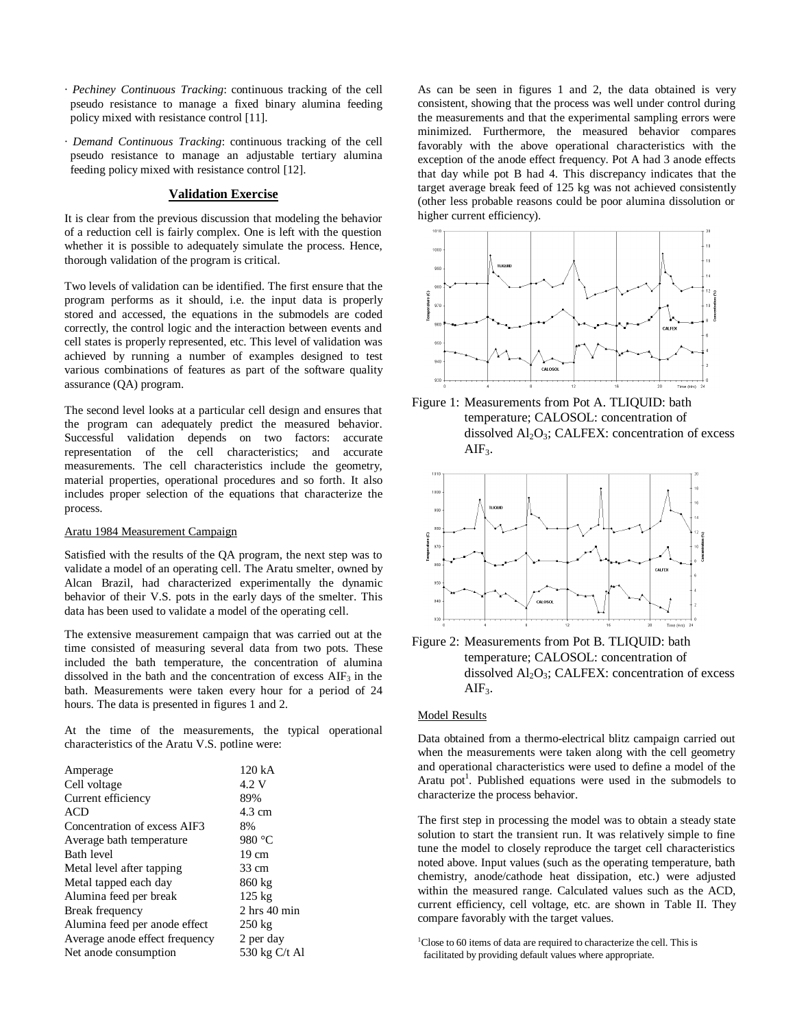· *Pechiney Continuous Tracking*: continuous tracking of the cell pseudo resistance to manage a fixed binary alumina feeding policy mixed with resistance control [11].

· *Demand Continuous Tracking*: continuous tracking of the cell pseudo resistance to manage an adjustable tertiary alumina feeding policy mixed with resistance control [12].

## Validation Exercise

It is clear from the previous discussion that modeling the behavior of a reduction cell is fairly complex. One is left with the question whether it is possible to adequately simulate the process. Hence, thorough validation of the program is critical.

Two levels of validation can be identified. The first ensure that the program performs as it should, i.e. the input data is properly stored and accessed, the equations in the submodels are coded correctly, the control logic and the interaction between events and cell states is properly represented, etc. This level of validation was achieved by running a number of examples designed to test various combinations of features as part of the software quality assurance (QA) program.

The second level looks at a particular cell design and ensures that the program can adequately predict the measured behavior. Successful validation depends on two factors: accurate representation of the cell characteristics; and accurate measurements. The cell characteristics include the geometry, material properties, operational procedures and so forth. It also includes proper selection of the equations that characterize the process.

### Aratu 1984 Measurement Campaign

Satisfied with the results of the QA program, the next step was to validate a model of an operating cell. The Aratu smelter, owned by Alcan Brazil, had characterized experimentally the dynamic behavior of their V.S. pots in the early days of the smelter. This data has been used to validate a model of the operating cell.

The extensive measurement campaign that was carried out at the time consisted of measuring several data from two pots. These included the bath temperature, the concentration of alumina dissolved in the bath and the concentration of excess $AlF_3$ in the bath. Measurements were taken every hour for a period of 24 hours. The data is presented in figures 1 and 2.

At the time of the measurements, the typical operational characteristics of the Aratu V.S. potline were:

| | |
|---|---|
| Amperage | 120 kA |
| Cell voltage | 4.2 V |
| Current efficiency | 89% |
| ACD | 4.3 cm |
| Concentration of excess AIF3 | 8% |
| Average bath temperature | 980 °C |
| Bath level | 19 cm |
| Metal level after tapping | 33 cm |
| Metal tapped each day | 860 kg |
| Alumina feed per break | 125 kg |
| Break frequency | 2 hrs 40 min |
| Alumina feed per anode effect | 250 kg |
| Average anode effect frequency | 2 per day |
| Net anode consumption | 530 kg C/t Al |

As can be seen in figures 1 and 2, the data obtained is very consistent, showing that the process was well under control during the measurements and that the experimental sampling errors were minimized. Furthermore, the measured behavior compares favorably with the above operational characteristics with the exception of the anode effect frequency. Pot A had 3 anode effects that day while pot B had 4. This discrepancy indicates that the target average break feed of 125 kg was not achieved consistently (other less probable reasons could be poor alumina dissolution or higher current efficiency).

Figure 1: Measurements from Pot A. TLIQUID: bath temperature; CALOSOL: concentration of dissolved $Al_2O_3$; CALFEX: concentration of excess $AlF_3$.

Figure 2: Measurements from Pot B. TLIQUID: bath temperature; CALOSOL: concentration of dissolved $Al_2O_3$; CALFEX: concentration of excess $AlF_3$.

### Model Results

Data obtained from a thermo-electrical blitz campaign carried out when the measurements were taken along with the cell geometry and operational characteristics were used to define a model of the Aratu pot[1]. Published equations were used in the submodels to characterize the process behavior.

The first step in processing the model was to obtain a steady state solution to start the transient run. It was relatively simple to fine tune the model to closely reproduce the target cell characteristics noted above. Input values (such as the operating temperature, bath chemistry, anode/cathode heat dissipation, etc.) were adjusted within the measured range. Calculated values such as the ACD, current efficiency, cell voltage, etc. are shown in Table II. They compare favorably with the target values.

[1] Close to 60 items of data are required to characterize the cell. This is facilitated by providing default values where appropriate.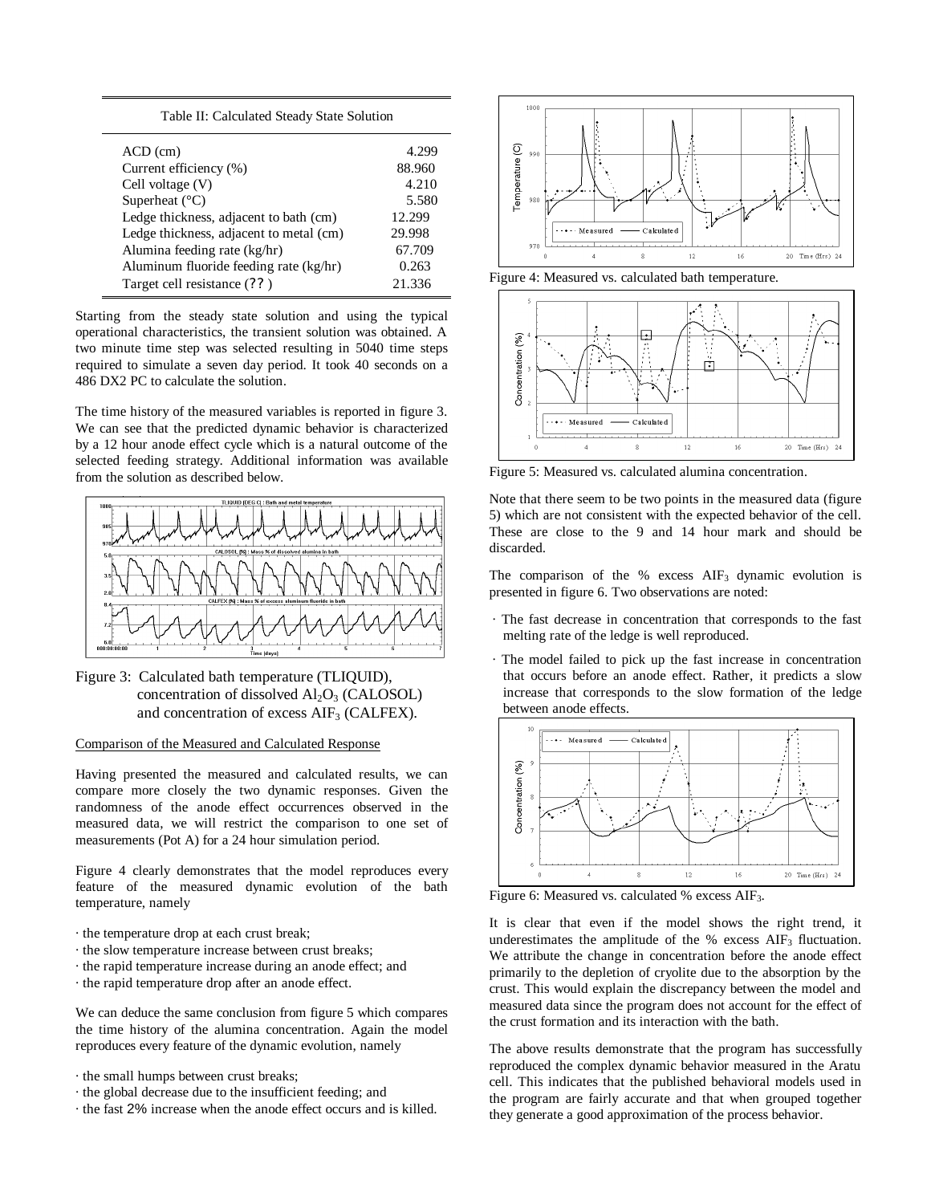Table II: Calculated Steady State Solution

| | |
|---|---|
| ACD (cm) | 4.299 |
| Current efficiency (%) | 88.960 |
| Cell voltage (V) | 4.210 |
| Superheat (°C) | 5.580 |
| Ledge thickness, adjacent to bath (cm) | 12.299 |
| Ledge thickness, adjacent to metal (cm) | 29.998 |
| Alumina feeding rate (kg/hr) | 67.709 |
| Aluminum fluoride feeding rate (kg/hr) | 0.263 |
| Target cell resistance (??) | 21.336 |

Starting from the steady state solution and using the typical operational characteristics, the transient solution was obtained. A two minute time step was selected resulting in 5040 time steps required to simulate a seven day period. It took 40 seconds on a 486 DX2 PC to calculate the solution.

The time history of the measured variables is reported in figure 3. We can see that the predicted dynamic behavior is characterized by a 12 hour anode effect cycle which is a natural outcome of the selected feeding strategy. Additional information was available from the solution as described below.

Figure 3: Calculated bath temperature (TLIQUID), concentration of dissolved $Al_2O_3$ (CALOSOL) and concentration of excess $AlF_3$ (CALFEX).

### Comparison of the Measured and Calculated Response

Having presented the measured and calculated results, we can compare more closely the two dynamic responses. Given the randomness of the anode effect occurrences observed in the measured data, we will restrict the comparison to one set of measurements (Pot A) for a 24 hour simulation period.

Figure 4 clearly demonstrates that the model reproduces every feature of the measured dynamic evolution of the bath temperature, namely

- the temperature drop at each crust break;
- the slow temperature increase between crust breaks;
- the rapid temperature increase during an anode effect; and
- the rapid temperature drop after an anode effect.

We can deduce the same conclusion from figure 5 which compares the time history of the alumina concentration. Again the model reproduces every feature of the dynamic evolution, namely

- the small humps between crust breaks;
- the global decrease due to the insufficient feeding; and
- the fast 2% increase when the anode effect occurs and is killed.

Figure 4: Measured vs. calculated bath temperature.

Figure 5: Measured vs. calculated alumina concentration.

Note that there seem to be two points in the measured data (figure 5) which are not consistent with the expected behavior of the cell. These are close to the 9 and 14 hour mark and should be discarded.

The comparison of the % excess $AlF_3$ dynamic evolution is presented in figure 6. Two observations are noted:

- The fast decrease in concentration that corresponds to the fast melting rate of the ledge is well reproduced.
- The model failed to pick up the fast increase in concentration that occurs before an anode effect. Rather, it predicts a slow increase that corresponds to the slow formation of the ledge between anode effects.

Figure 6: Measured vs. calculated % excess $AlF_3$.

It is clear that even if the model shows the right trend, it underestimates the amplitude of the % excess $AlF_3$ fluctuation. We attribute the change in concentration before the anode effect primarily to the depletion of cryolite due to the absorption by the crust. This would explain the discrepancy between the model and measured data since the program does not account for the effect of the crust formation and its interaction with the bath.

The above results demonstrate that the program has successfully reproduced the complex dynamic behavior measured in the Aratu cell. This indicates that the published behavioral models used in the program are fairly accurate and that when grouped together they generate a good approximation of the process behavior.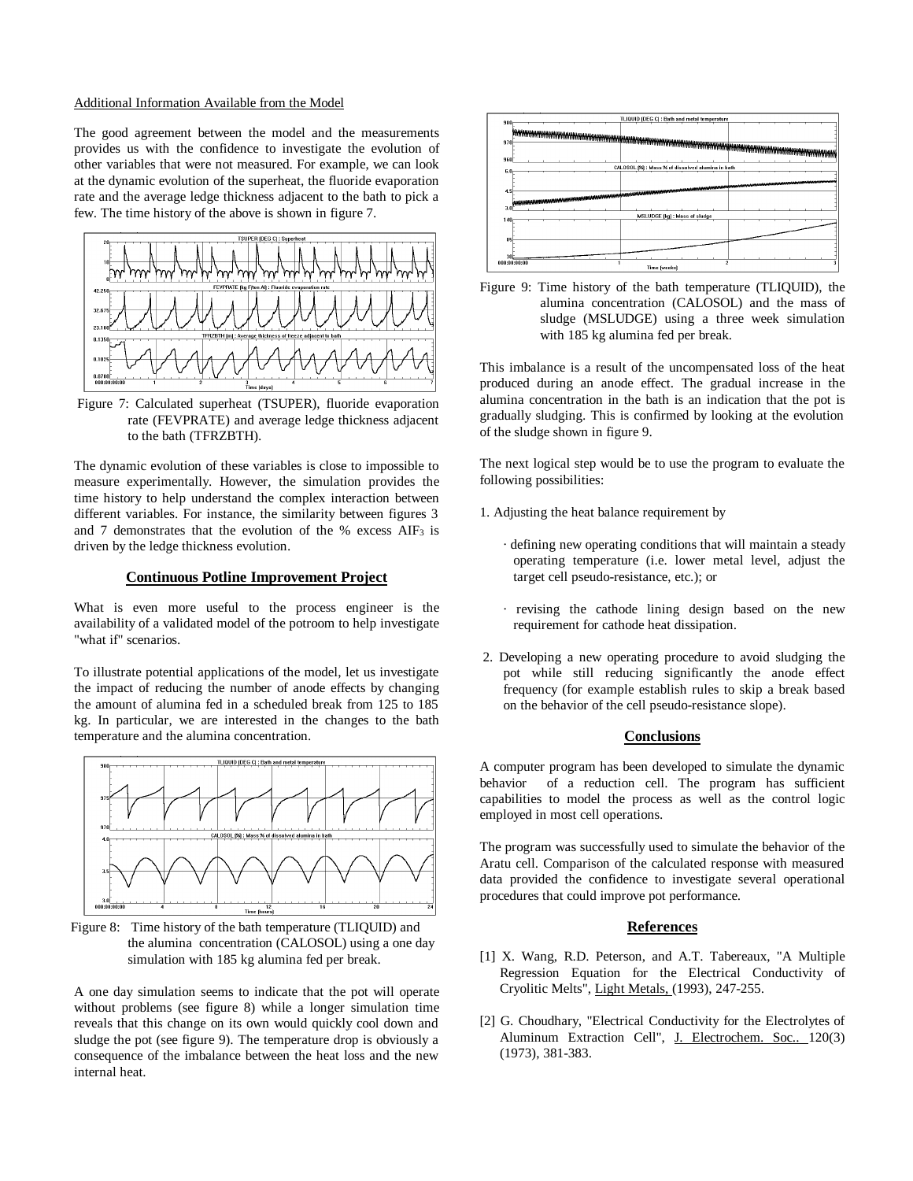Additional Information Available from the Model

The good agreement between the model and the measurements provides us with the confidence to investigate the evolution of other variables that were not measured. For example, we can look at the dynamic evolution of the superheat, the fluoride evaporation rate and the average ledge thickness adjacent to the bath to pick a few. The time history of the above is shown in figure 7.

Figure 7: Calculated superheat (TSUPER), fluoride evaporation rate (FEVPRATE) and average ledge thickness adjacent to the bath (TFRZBTH).

The dynamic evolution of these variables is close to impossible to measure experimentally. However, the simulation provides the time history to help understand the complex interaction between different variables. For instance, the similarity between figures 3 and 7 demonstrates that the evolution of the % excess $AlF_3$ is driven by the ledge thickness evolution.

## Continuous Potline Improvement Project

What is even more useful to the process engineer is the availability of a validated model of the potroom to help investigate "what if" scenarios.

To illustrate potential applications of the model, let us investigate the impact of reducing the number of anode effects by changing the amount of alumina fed in a scheduled break from 125 to 185 kg. In particular, we are interested in the changes to the bath temperature and the alumina concentration.

Figure 8: Time history of the bath temperature (TLIQUID) and the alumina concentration (CALOSOL) using a one day simulation with 185 kg alumina fed per break.

A one day simulation seems to indicate that the pot will operate without problems (see figure 8) while a longer simulation time reveals that this change on its own would quickly cool down and sludge the pot (see figure 9). The temperature drop is obviously a consequence of the imbalance between the heat loss and the new internal heat.

Figure 9: Time history of the bath temperature (TLIQUID), the alumina concentration (CALOSOL) and the mass of sludge (MSLUDGE) using a three week simulation with 185 kg alumina fed per break.

This imbalance is a result of the uncompensated loss of the heat produced during an anode effect. The gradual increase in the alumina concentration in the bath is an indication that the pot is gradually sludging. This is confirmed by looking at the evolution of the sludge shown in figure 9.

The next logical step would be to use the program to evaluate the following possibilities:

1. Adjusting the heat balance requirement by

   · defining new operating conditions that will maintain a steady operating temperature (i.e. lower metal level, adjust the target cell pseudo-resistance, etc.); or

   · revising the cathode lining design based on the new requirement for cathode heat dissipation.

2. Developing a new operating procedure to avoid sludging the pot while still reducing significantly the anode effect frequency (for example establish rules to skip a break based on the behavior of the cell pseudo-resistance slope).

## Conclusions

A computer program has been developed to simulate the dynamic behavior of a reduction cell. The program has sufficient capabilities to model the process as well as the control logic employed in most cell operations.

The program was successfully used to simulate the behavior of the Aratu cell. Comparison of the calculated response with measured data provided the confidence to investigate several operational procedures that could improve pot performance.

## References

[1] X. Wang, R.D. Peterson, and A.T. Tabereaux, "A Multiple Regression Equation for the Electrical Conductivity of Cryolitic Melts", Light Metals, (1993), 247-255.

[2] G. Choudhary, "Electrical Conductivity for the Electrolytes of Aluminum Extraction Cell", J. Electrochem. Soc., 120(3) (1973), 381-383.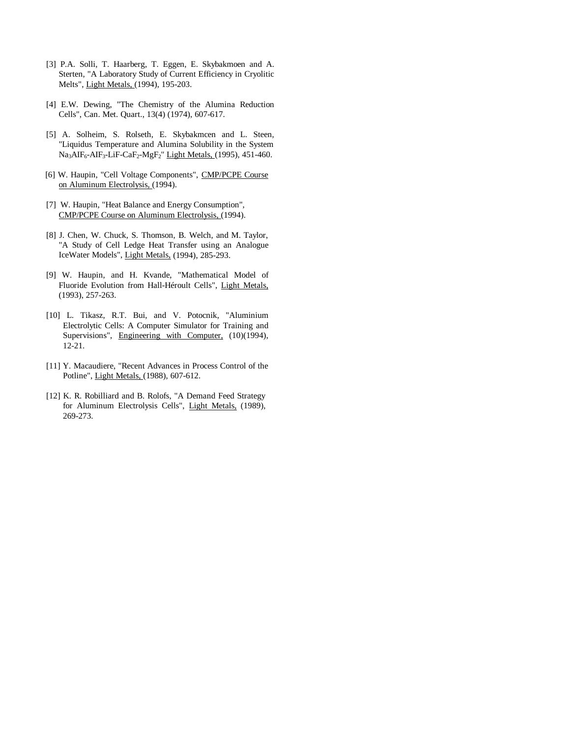[3] P.A. Solli, T. Haarberg, T. Eggen, E. Skybakmoen and A. Sterten, "A Laboratory Study of Current Efficiency in Cryolitic Melts", Light Metals, (1994), 195-203.

[4] E.W. Dewing, "The Chemistry of the Alumina Reduction Cells", Can. Met. Quart., 13(4) (1974), 607-617.

[5] A. Solheim, S. Rolseth, E. Skybakmcen and L. Steen, "Liquidus Temperature and Alumina Solubility in the System $Na_3AlF_6$-$AlF_3$-LiF-$CaF_2$-$MgF_2$" Light Metals, (1995), 451-460.

[6] W. Haupin, "Cell Voltage Components", CMP/PCPE Course on Aluminum Electrolysis, (1994).

[7] W. Haupin, "Heat Balance and Energy Consumption", CMP/PCPE Course on Aluminum Electrolysis, (1994).

[8] J. Chen, W. Chuck, S. Thomson, B. Welch, and M. Taylor, "A Study of Cell Ledge Heat Transfer using an Analogue IceWater Models", Light Metals, (1994), 285-293.

[9] W. Haupin, and H. Kvande, "Mathematical Model of Fluoride Evolution from Hall-Héroult Cells", Light Metals, (1993), 257-263.

[10] L. Tikasz, R.T. Bui, and V. Potocnik, "Aluminium Electrolytic Cells: A Computer Simulator for Training and Supervisions", Engineering with Computer, (10)(1994), 12-21.

[11] Y. Macaudiere, "Recent Advances in Process Control of the Potline", Light Metals, (1988), 607-612.

[12] K. R. Robilliard and B. Rolofs, "A Demand Feed Strategy for Aluminum Electrolysis Cells", Light Metals, (1989), 269-273.